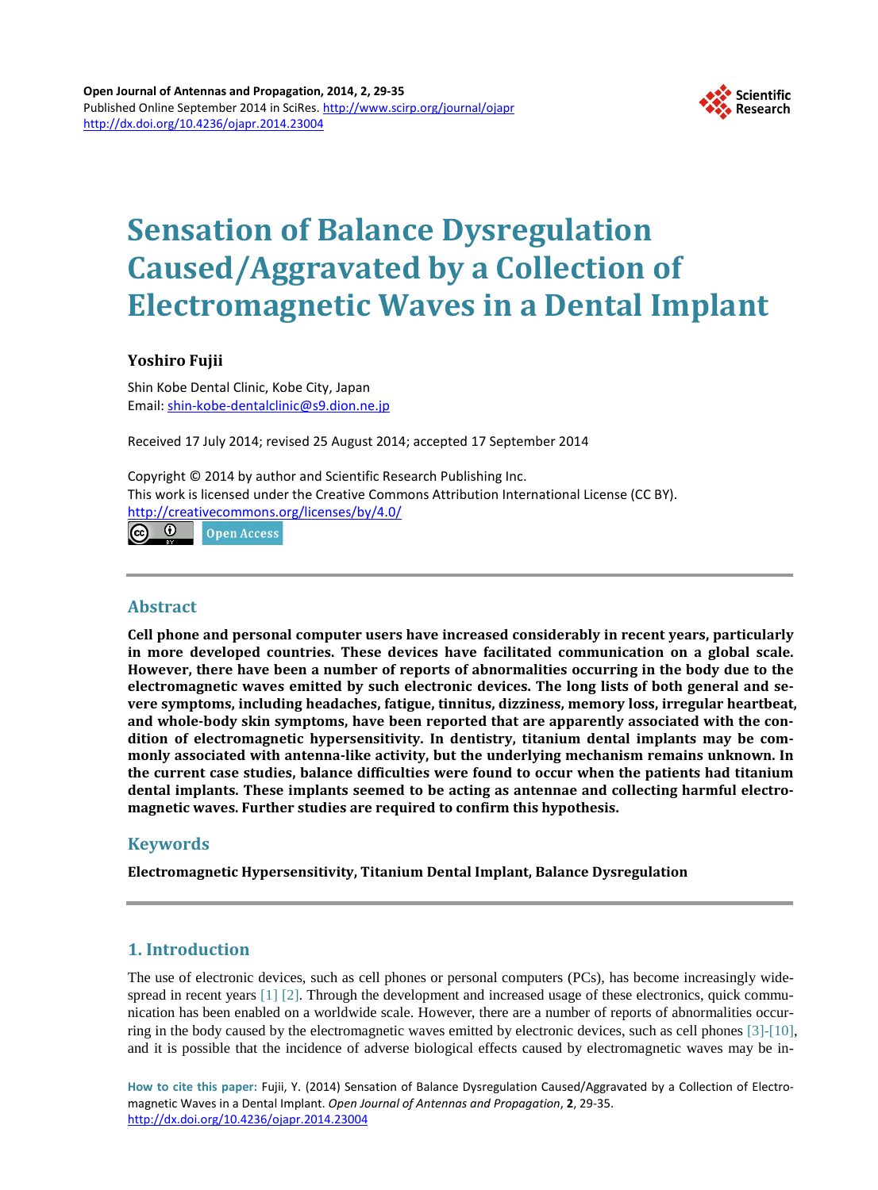# Sensation of Balance Dysregulation Caused/Aggravated by a Collection of Electromagnetic Waves in a Dental Implant

**Yoshiro Fujii**

Shin Kobe Dental Clinic, Kobe City, Japan
Email: shin-kobe-dentalclinic@s9.dion.ne.jp

Received 17 July 2014; revised 25 August 2014; accepted 17 September 2014

Copyright © 2014 by author and Scientific Research Publishing Inc.
This work is licensed under the Creative Commons Attribution International License (CC BY).
http://creativecommons.org/licenses/by/4.0/

Open Access

## Abstract

**Cell phone and personal computer users have increased considerably in recent years, particularly in more developed countries. These devices have facilitated communication on a global scale. However, there have been a number of reports of abnormalities occurring in the body due to the electromagnetic waves emitted by such electronic devices. The long lists of both general and severe symptoms, including headaches, fatigue, tinnitus, dizziness, memory loss, irregular heartbeat, and whole-body skin symptoms, have been reported that are apparently associated with the condition of electromagnetic hypersensitivity. In dentistry, titanium dental implants may be commonly associated with antenna-like activity, but the underlying mechanism remains unknown. In the current case studies, balance difficulties were found to occur when the patients had titanium dental implants. These implants seemed to be acting as antennae and collecting harmful electromagnetic waves. Further studies are required to confirm this hypothesis.**

## Keywords

**Electromagnetic Hypersensitivity, Titanium Dental Implant, Balance Dysregulation**

## 1. Introduction

The use of electronic devices, such as cell phones or personal computers (PCs), has become increasingly widespread in recent years [1] [2]. Through the development and increased usage of these electronics, quick communication has been enabled on a worldwide scale. However, there are a number of reports of abnormalities occurring in the body caused by the electromagnetic waves emitted by electronic devices, such as cell phones [3]-[10], and it is possible that the incidence of adverse biological effects caused by electromagnetic waves may be in-

**How to cite this paper:** Fujii, Y. (2014) Sensation of Balance Dysregulation Caused/Aggravated by a Collection of Electromagnetic Waves in a Dental Implant. *Open Journal of Antennas and Propagation*, **2**, 29-35. http://dx.doi.org/10.4236/ojapr.2014.23004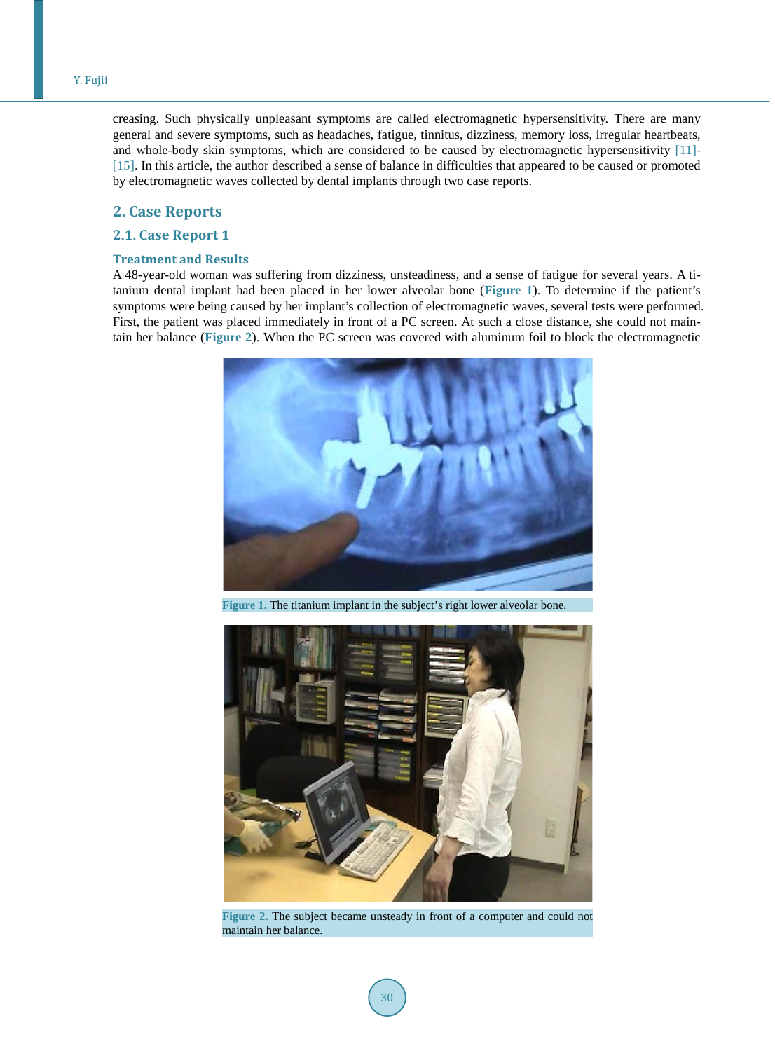creasing. Such physically unpleasant symptoms are called electromagnetic hypersensitivity. There are many general and severe symptoms, such as headaches, fatigue, tinnitus, dizziness, memory loss, irregular heartbeats, and whole-body skin symptoms, which are considered to be caused by electromagnetic hypersensitivity [11]-[15]. In this article, the author described a sense of balance in difficulties that appeared to be caused or promoted by electromagnetic waves collected by dental implants through two case reports.

## 2. Case Reports

### 2.1. Case Report 1

#### Treatment and Results

A 48-year-old woman was suffering from dizziness, unsteadiness, and a sense of fatigue for several years. A titanium dental implant had been placed in her lower alveolar bone (**Figure 1**). To determine if the patient's symptoms were being caused by her implant's collection of electromagnetic waves, several tests were performed. First, the patient was placed immediately in front of a PC screen. At such a close distance, she could not maintain her balance (**Figure 2**). When the PC screen was covered with aluminum foil to block the electromagnetic

**Figure 1.** The titanium implant in the subject's right lower alveolar bone.

**Figure 2.** The subject became unsteady in front of a computer and could not maintain her balance.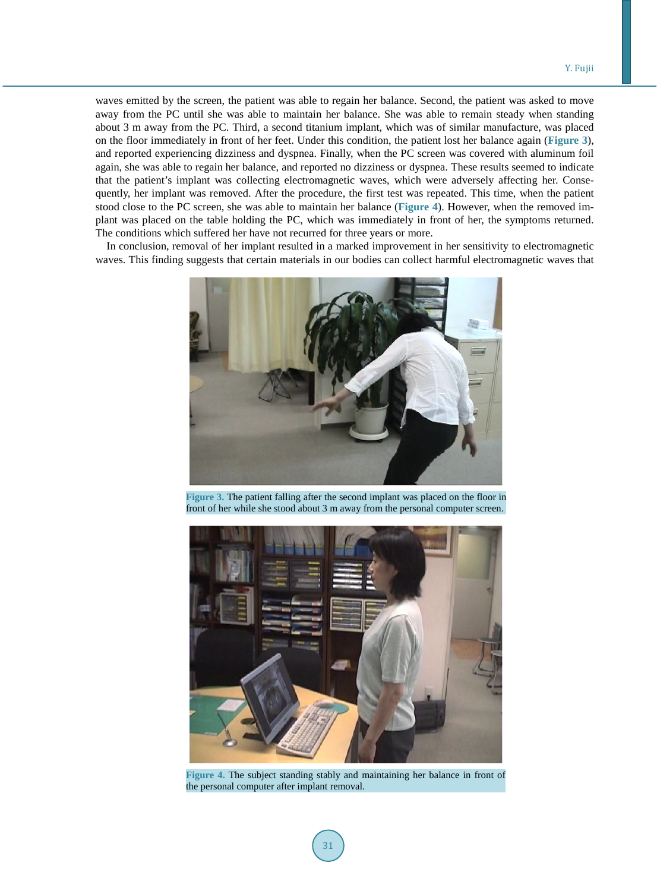waves emitted by the screen, the patient was able to regain her balance. Second, the patient was asked to move away from the PC until she was able to maintain her balance. She was able to remain steady when standing about 3 m away from the PC. Third, a second titanium implant, which was of similar manufacture, was placed on the floor immediately in front of her feet. Under this condition, the patient lost her balance again (**Figure 3**), and reported experiencing dizziness and dyspnea. Finally, when the PC screen was covered with aluminum foil again, she was able to regain her balance, and reported no dizziness or dyspnea. These results seemed to indicate that the patient's implant was collecting electromagnetic waves, which were adversely affecting her. Consequently, her implant was removed. After the procedure, the first test was repeated. This time, when the patient stood close to the PC screen, she was able to maintain her balance (**Figure 4**). However, when the removed implant was placed on the table holding the PC, which was immediately in front of her, the symptoms returned. The conditions which suffered her have not recurred for three years or more.

In conclusion, removal of her implant resulted in a marked improvement in her sensitivity to electromagnetic waves. This finding suggests that certain materials in our bodies can collect harmful electromagnetic waves that

**Figure 3.** The patient falling after the second implant was placed on the floor in front of her while she stood about 3 m away from the personal computer screen.

**Figure 4.** The subject standing stably and maintaining her balance in front of the personal computer after implant removal.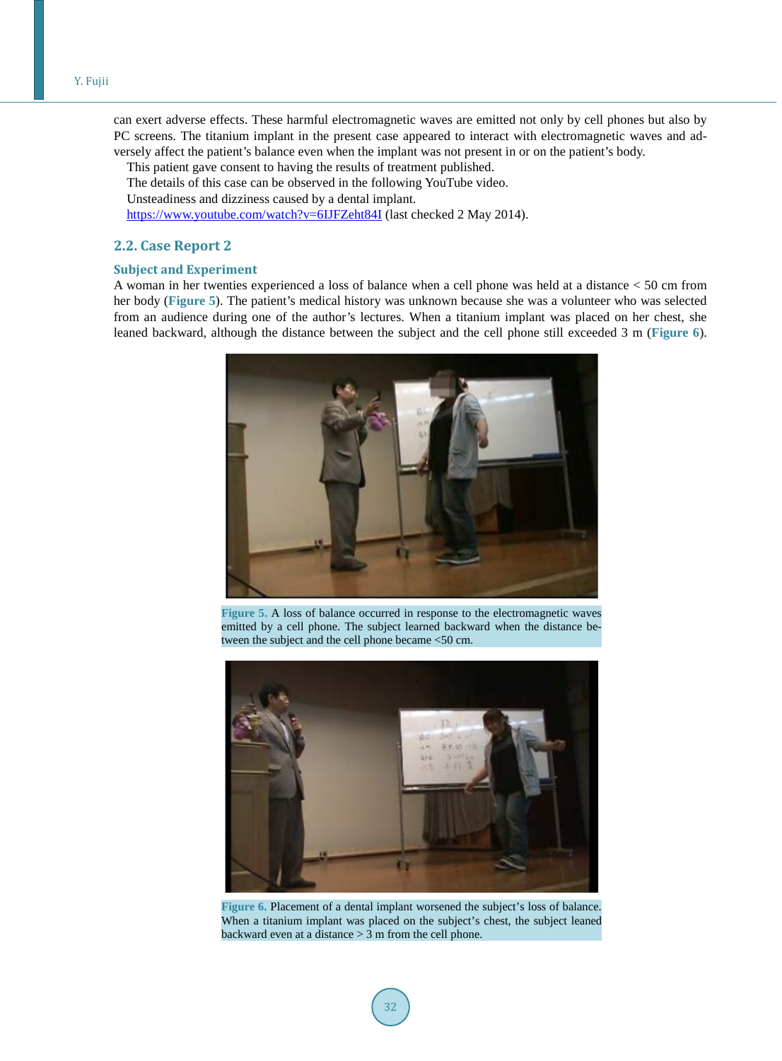can exert adverse effects. These harmful electromagnetic waves are emitted not only by cell phones but also by PC screens. The titanium implant in the present case appeared to interact with electromagnetic waves and adversely affect the patient's balance even when the implant was not present in or on the patient's body.

This patient gave consent to having the results of treatment published.

The details of this case can be observed in the following YouTube video.

Unsteadiness and dizziness caused by a dental implant.

https://www.youtube.com/watch?v=6IJFZeht84I (last checked 2 May 2014).

### 2.2. Case Report 2

**Subject and Experiment**

A woman in her twenties experienced a loss of balance when a cell phone was held at a distance < 50 cm from her body (**Figure 5**). The patient's medical history was unknown because she was a volunteer who was selected from an audience during one of the author's lectures. When a titanium implant was placed on her chest, she leaned backward, although the distance between the subject and the cell phone still exceeded 3 m (**Figure 6**).

**Figure 5.** A loss of balance occurred in response to the electromagnetic waves emitted by a cell phone. The subject learned backward when the distance between the subject and the cell phone became <50 cm.

**Figure 6.** Placement of a dental implant worsened the subject's loss of balance. When a titanium implant was placed on the subject's chest, the subject leaned backward even at a distance > 3 m from the cell phone.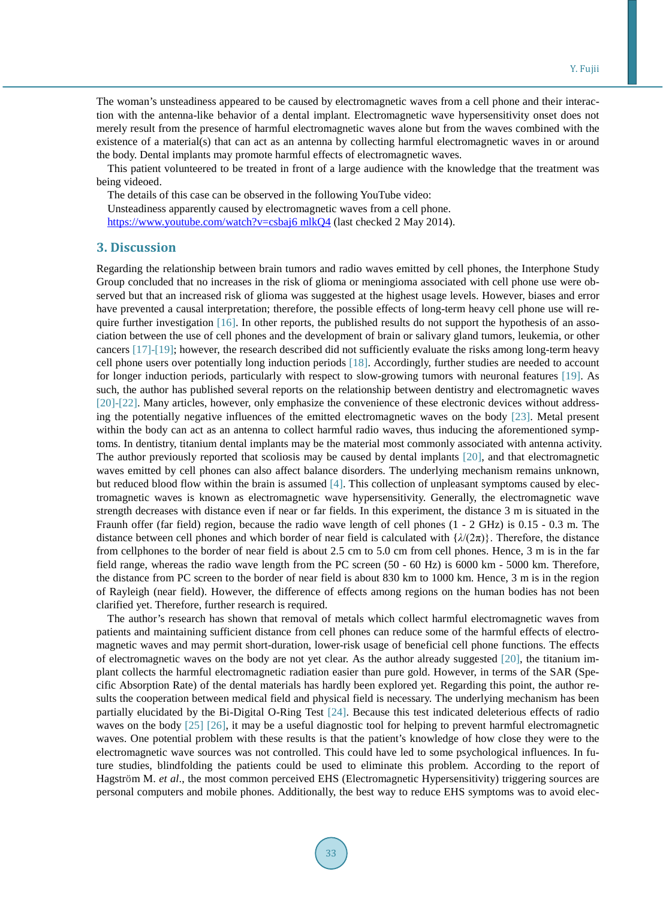The woman's unsteadiness appeared to be caused by electromagnetic waves from a cell phone and their interaction with the antenna-like behavior of a dental implant. Electromagnetic wave hypersensitivity onset does not merely result from the presence of harmful electromagnetic waves alone but from the waves combined with the existence of a material(s) that can act as an antenna by collecting harmful electromagnetic waves in or around the body. Dental implants may promote harmful effects of electromagnetic waves.

This patient volunteered to be treated in front of a large audience with the knowledge that the treatment was being videoed.

The details of this case can be observed in the following YouTube video:

Unsteadiness apparently caused by electromagnetic waves from a cell phone.

https://www.youtube.com/watch?v=csbaj6 mlkQ4 (last checked 2 May 2014).

## 3. Discussion

Regarding the relationship between brain tumors and radio waves emitted by cell phones, the Interphone Study Group concluded that no increases in the risk of glioma or meningioma associated with cell phone use were observed but that an increased risk of glioma was suggested at the highest usage levels. However, biases and error have prevented a causal interpretation; therefore, the possible effects of long-term heavy cell phone use will require further investigation [16]. In other reports, the published results do not support the hypothesis of an association between the use of cell phones and the development of brain or salivary gland tumors, leukemia, or other cancers [17]-[19]; however, the research described did not sufficiently evaluate the risks among long-term heavy cell phone users over potentially long induction periods [18]. Accordingly, further studies are needed to account for longer induction periods, particularly with respect to slow-growing tumors with neuronal features [19]. As such, the author has published several reports on the relationship between dentistry and electromagnetic waves [20]-[22]. Many articles, however, only emphasize the convenience of these electronic devices without addressing the potentially negative influences of the emitted electromagnetic waves on the body [23]. Metal present within the body can act as an antenna to collect harmful radio waves, thus inducing the aforementioned symptoms. In dentistry, titanium dental implants may be the material most commonly associated with antenna activity. The author previously reported that scoliosis may be caused by dental implants [20], and that electromagnetic waves emitted by cell phones can also affect balance disorders. The underlying mechanism remains unknown, but reduced blood flow within the brain is assumed [4]. This collection of unpleasant symptoms caused by electromagnetic waves is known as electromagnetic wave hypersensitivity. Generally, the electromagnetic wave strength decreases with distance even if near or far fields. In this experiment, the distance 3 m is situated in the Fraunh offer (far field) region, because the radio wave length of cell phones (1 - 2 GHz) is 0.15 - 0.3 m. The distance between cell phones and which border of near field is calculated with $\{\lambda/(2\pi)\}$. Therefore, the distance from cellphones to the border of near field is about 2.5 cm to 5.0 cm from cell phones. Hence, 3 m is in the far field range, whereas the radio wave length from the PC screen (50 - 60 Hz) is 6000 km - 5000 km. Therefore, the distance from PC screen to the border of near field is about 830 km to 1000 km. Hence, 3 m is in the region of Rayleigh (near field). However, the difference of effects among regions on the human bodies has not been clarified yet. Therefore, further research is required.

The author's research has shown that removal of metals which collect harmful electromagnetic waves from patients and maintaining sufficient distance from cell phones can reduce some of the harmful effects of electromagnetic waves and may permit short-duration, lower-risk usage of beneficial cell phone functions. The effects of electromagnetic waves on the body are not yet clear. As the author already suggested [20], the titanium implant collects the harmful electromagnetic radiation easier than pure gold. However, in terms of the SAR (Specific Absorption Rate) of the dental materials has hardly been explored yet. Regarding this point, the author results the cooperation between medical field and physical field is necessary. The underlying mechanism has been partially elucidated by the Bi-Digital O-Ring Test [24]. Because this test indicated deleterious effects of radio waves on the body [25] [26], it may be a useful diagnostic tool for helping to prevent harmful electromagnetic waves. One potential problem with these results is that the patient's knowledge of how close they were to the electromagnetic wave sources was not controlled. This could have led to some psychological influences. In future studies, blindfolding the patients could be used to eliminate this problem. According to the report of Hagström M. *et al*., the most common perceived EHS (Electromagnetic Hypersensitivity) triggering sources are personal computers and mobile phones. Additionally, the best way to reduce EHS symptoms was to avoid elec-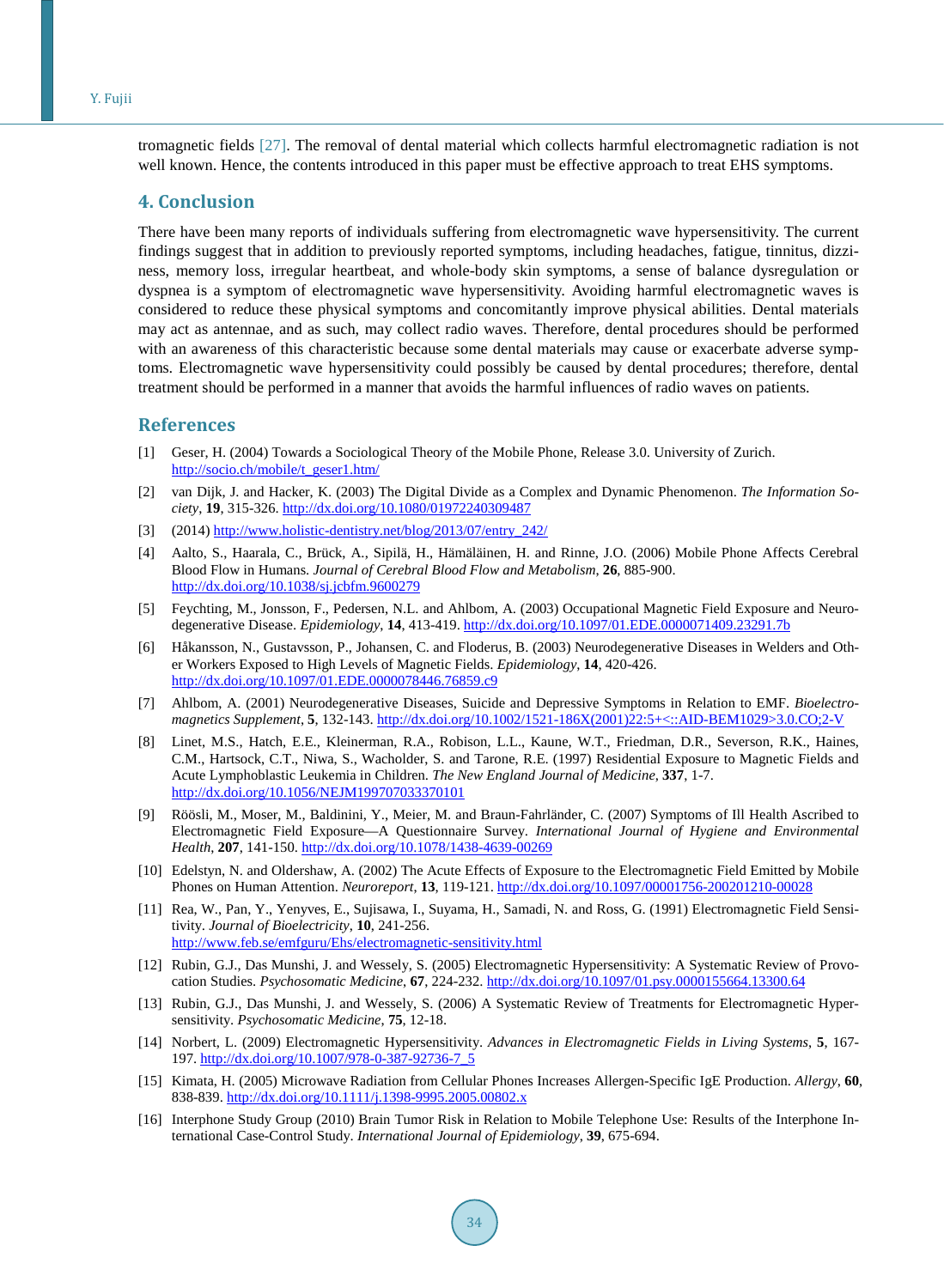tromagnetic fields [27]. The removal of dental material which collects harmful electromagnetic radiation is not well known. Hence, the contents introduced in this paper must be effective approach to treat EHS symptoms.

## 4. Conclusion

There have been many reports of individuals suffering from electromagnetic wave hypersensitivity. The current findings suggest that in addition to previously reported symptoms, including headaches, fatigue, tinnitus, dizziness, memory loss, irregular heartbeat, and whole-body skin symptoms, a sense of balance dysregulation or dyspnea is a symptom of electromagnetic wave hypersensitivity. Avoiding harmful electromagnetic waves is considered to reduce these physical symptoms and concomitantly improve physical abilities. Dental materials may act as antennae, and as such, may collect radio waves. Therefore, dental procedures should be performed with an awareness of this characteristic because some dental materials may cause or exacerbate adverse symptoms. Electromagnetic wave hypersensitivity could possibly be caused by dental procedures; therefore, dental treatment should be performed in a manner that avoids the harmful influences of radio waves on patients.

## References

[1] Geser, H. (2004) Towards a Sociological Theory of the Mobile Phone, Release 3.0. University of Zurich. http://socio.ch/mobile/t_geser1.htm/

[2] van Dijk, J. and Hacker, K. (2003) The Digital Divide as a Complex and Dynamic Phenomenon. *The Information Society*, **19**, 315-326. http://dx.doi.org/10.1080/01972240309487

[3] (2014) http://www.holistic-dentistry.net/blog/2013/07/entry_242/

[4] Aalto, S., Haarala, C., Brück, A., Sipilä, H., Hämäläinen, H. and Rinne, J.O. (2006) Mobile Phone Affects Cerebral Blood Flow in Humans. *Journal of Cerebral Blood Flow and Metabolism*, **26**, 885-900. http://dx.doi.org/10.1038/sj.jcbfm.9600279

[5] Feychting, M., Jonsson, F., Pedersen, N.L. and Ahlbom, A. (2003) Occupational Magnetic Field Exposure and Neurodegenerative Disease. *Epidemiology*, **14**, 413-419. http://dx.doi.org/10.1097/01.EDE.0000071409.23291.7b

[6] Håkansson, N., Gustavsson, P., Johansen, C. and Floderus, B. (2003) Neurodegenerative Diseases in Welders and Other Workers Exposed to High Levels of Magnetic Fields. *Epidemiology*, **14**, 420-426. http://dx.doi.org/10.1097/01.EDE.0000078446.76859.c9

[7] Ahlbom, A. (2001) Neurodegenerative Diseases, Suicide and Depressive Symptoms in Relation to EMF. *Bioelectromagnetics Supplement*, **5**, 132-143. http://dx.doi.org/10.1002/1521-186X(2001)22:5+<::AID-BEM1029>3.0.CO;2-V

[8] Linet, M.S., Hatch, E.E., Kleinerman, R.A., Robison, L.L., Kaune, W.T., Friedman, D.R., Severson, R.K., Haines, C.M., Hartsock, C.T., Niwa, S., Wacholder, S. and Tarone, R.E. (1997) Residential Exposure to Magnetic Fields and Acute Lymphoblastic Leukemia in Children. *The New England Journal of Medicine*, **337**, 1-7. http://dx.doi.org/10.1056/NEJM199707033370101

[9] Röösli, M., Moser, M., Baldinini, Y., Meier, M. and Braun-Fahrländer, C. (2007) Symptoms of Ill Health Ascribed to Electromagnetic Field Exposure—A Questionnaire Survey. *International Journal of Hygiene and Environmental Health*, **207**, 141-150. http://dx.doi.org/10.1078/1438-4639-00269

[10] Edelstyn, N. and Oldershaw, A. (2002) The Acute Effects of Exposure to the Electromagnetic Field Emitted by Mobile Phones on Human Attention. *Neuroreport*, **13**, 119-121. http://dx.doi.org/10.1097/00001756-200201210-00028

[11] Rea, W., Pan, Y., Yenyves, E., Sujisawa, I., Suyama, H., Samadi, N. and Ross, G. (1991) Electromagnetic Field Sensitivity. *Journal of Bioelectricity*, **10**, 241-256. http://www.feb.se/emfguru/Ehs/electromagnetic-sensitivity.html

[12] Rubin, G.J., Das Munshi, J. and Wessely, S. (2005) Electromagnetic Hypersensitivity: A Systematic Review of Provocation Studies. *Psychosomatic Medicine*, **67**, 224-232. http://dx.doi.org/10.1097/01.psy.0000155664.13300.64

[13] Rubin, G.J., Das Munshi, J. and Wessely, S. (2006) A Systematic Review of Treatments for Electromagnetic Hypersensitivity. *Psychosomatic Medicine*, **75**, 12-18.

[14] Norbert, L. (2009) Electromagnetic Hypersensitivity. *Advances in Electromagnetic Fields in Living Systems*, **5**, 167-197. http://dx.doi.org/10.1007/978-0-387-92736-7_5

[15] Kimata, H. (2005) Microwave Radiation from Cellular Phones Increases Allergen-Specific IgE Production. *Allergy*, **60**, 838-839. http://dx.doi.org/10.1111/j.1398-9995.2005.00802.x

[16] Interphone Study Group (2010) Brain Tumor Risk in Relation to Mobile Telephone Use: Results of the Interphone International Case-Control Study. *International Journal of Epidemiology*, **39**, 675-694.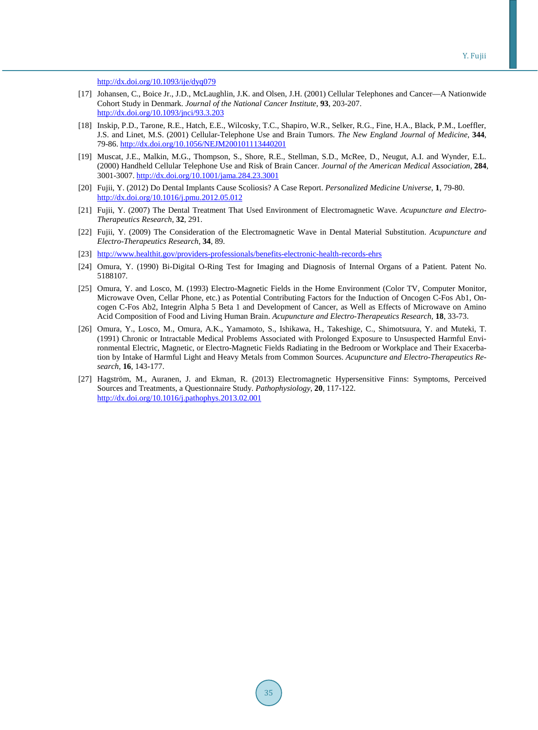http://dx.doi.org/10.1093/ije/dyq079

[17] Johansen, C., Boice Jr., J.D., McLaughlin, J.K. and Olsen, J.H. (2001) Cellular Telephones and Cancer—A Nationwide Cohort Study in Denmark. *Journal of the National Cancer Institute*, **93**, 203-207. http://dx.doi.org/10.1093/jnci/93.3.203

[18] Inskip, P.D., Tarone, R.E., Hatch, E.E., Wilcosky, T.C., Shapiro, W.R., Selker, R.G., Fine, H.A., Black, P.M., Loeffler, J.S. and Linet, M.S. (2001) Cellular-Telephone Use and Brain Tumors. *The New England Journal of Medicine*, **344**, 79-86. http://dx.doi.org/10.1056/NEJM200101113440201

[19] Muscat, J.E., Malkin, M.G., Thompson, S., Shore, R.E., Stellman, S.D., McRee, D., Neugut, A.I. and Wynder, E.L. (2000) Handheld Cellular Telephone Use and Risk of Brain Cancer. *Journal of the American Medical Association*, **284**, 3001-3007. http://dx.doi.org/10.1001/jama.284.23.3001

[20] Fujii, Y. (2012) Do Dental Implants Cause Scoliosis? A Case Report. *Personalized Medicine Universe*, **1**, 79-80. http://dx.doi.org/10.1016/j.pmu.2012.05.012

[21] Fujii, Y. (2007) The Dental Treatment That Used Environment of Electromagnetic Wave. *Acupuncture and Electro-Therapeutics Research*, **32**, 291.

[22] Fujii, Y. (2009) The Consideration of the Electromagnetic Wave in Dental Material Substitution. *Acupuncture and Electro-Therapeutics Research*, **34**, 89.

[23] http://www.healthit.gov/providers-professionals/benefits-electronic-health-records-ehrs

[24] Omura, Y. (1990) Bi-Digital O-Ring Test for Imaging and Diagnosis of Internal Organs of a Patient. Patent No. 5188107.

[25] Omura, Y. and Losco, M. (1993) Electro-Magnetic Fields in the Home Environment (Color TV, Computer Monitor, Microwave Oven, Cellar Phone, etc.) as Potential Contributing Factors for the Induction of Oncogen C-Fos Ab1, Oncogen C-Fos Ab2, Integrin Alpha 5 Beta 1 and Development of Cancer, as Well as Effects of Microwave on Amino Acid Composition of Food and Living Human Brain. *Acupuncture and Electro-Therapeutics Research*, **18**, 33-73.

[26] Omura, Y., Losco, M., Omura, A.K., Yamamoto, S., Ishikawa, H., Takeshige, C., Shimotsuura, Y. and Muteki, T. (1991) Chronic or Intractable Medical Problems Associated with Prolonged Exposure to Unsuspected Harmful Environmental Electric, Magnetic, or Electro-Magnetic Fields Radiating in the Bedroom or Workplace and Their Exacerbation by Intake of Harmful Light and Heavy Metals from Common Sources. *Acupuncture and Electro-Therapeutics Research*, **16**, 143-177.

[27] Hagström, M., Auranen, J. and Ekman, R. (2013) Electromagnetic Hypersensitive Finns: Symptoms, Perceived Sources and Treatments, a Questionnaire Study. *Pathophysiology*, **20**, 117-122. http://dx.doi.org/10.1016/j.pathophys.2013.02.001